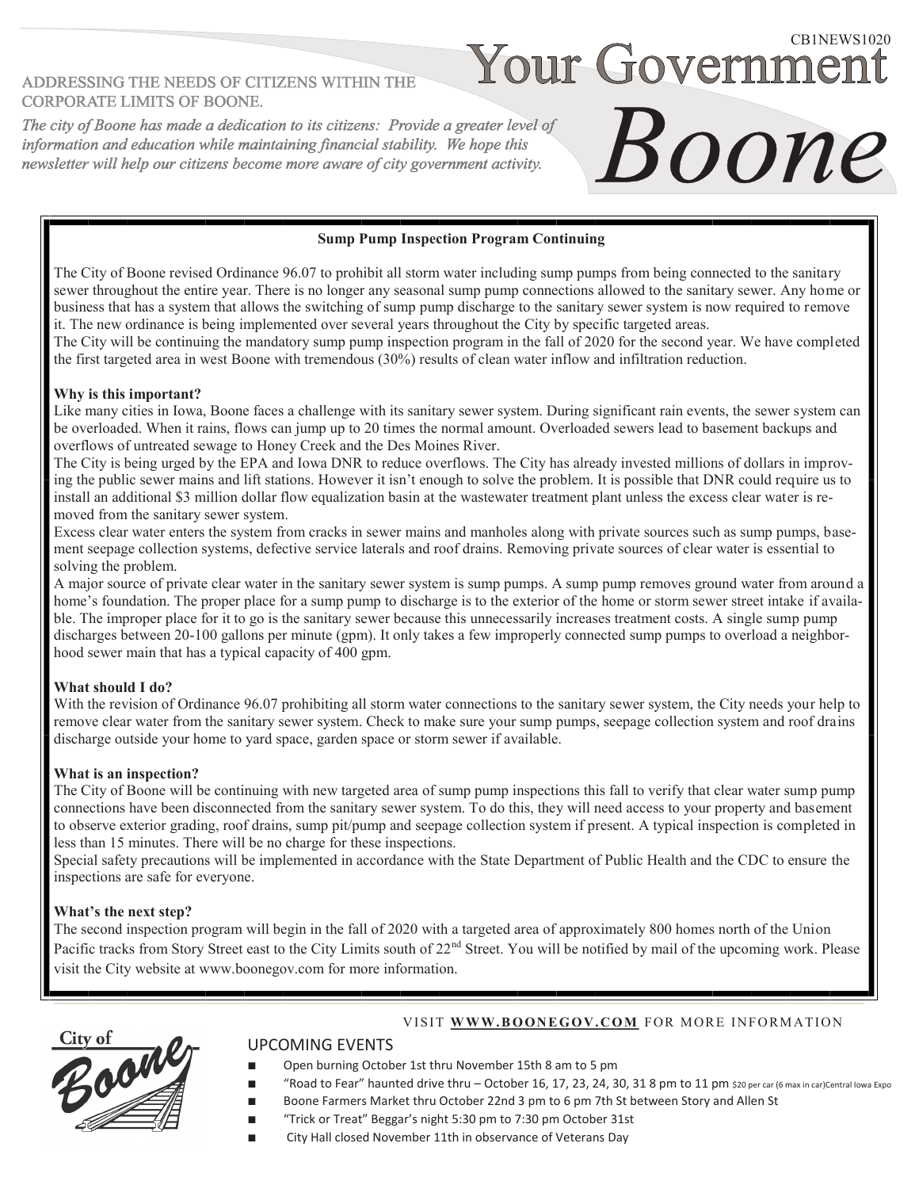CB1NEWS1020

# Your Government Boone

ADDRESSING THE NEEDS OF CITIZENS WITHIN THE CORPORATE LIMITS OF BOONE.

*The city of Boone has made a dedication to its citizens: Provide a greater level of information and education while maintaining financial stability. We hope this newsletter will help our citizens become more aware of city government activity.*

## Sump Pump Inspection Program Continuing

The City of Boone revised Ordinance 96.07 to prohibit all storm water including sump pumps from being connected to the sanitary sewer throughout the entire year. There is no longer any seasonal sump pump connections allowed to the sanitary sewer. Any home or business that has a system that allows the switching of sump pump discharge to the sanitary sewer system is now required to remove it. The new ordinance is being implemented over several years throughout the City by specific targeted areas.

The City will be continuing the mandatory sump pump inspection program in the fall of 2020 for the second year. We have completed the first targeted area in west Boone with tremendous (30%) results of clean water inflow and infiltration reduction.

### Why is this important?

Like many cities in Iowa, Boone faces a challenge with its sanitary sewer system. During significant rain events, the sewer system can be overloaded. When it rains, flows can jump up to 20 times the normal amount. Overloaded sewers lead to basement backups and overflows of untreated sewage to Honey Creek and the Des Moines River.

The City is being urged by the EPA and Iowa DNR to reduce overflows. The City has already invested millions of dollars in improving the public sewer mains and lift stations. However it isn't enough to solve the problem. It is possible that DNR could require us to install an additional $3 million dollar flow equalization basin at the wastewater treatment plant unless the excess clear water is removed from the sanitary sewer system.

Excess clear water enters the system from cracks in sewer mains and manholes along with private sources such as sump pumps, basement seepage collection systems, defective service laterals and roof drains. Removing private sources of clear water is essential to solving the problem.

A major source of private clear water in the sanitary sewer system is sump pumps. A sump pump removes ground water from around a home's foundation. The proper place for a sump pump to discharge is to the exterior of the home or storm sewer street intake if available. The improper place for it to go is the sanitary sewer because this unnecessarily increases treatment costs. A single sump pump discharges between 20-100 gallons per minute (gpm). It only takes a few improperly connected sump pumps to overload a neighborhood sewer main that has a typical capacity of 400 gpm.

### What should I do?

With the revision of Ordinance 96.07 prohibiting all storm water connections to the sanitary sewer system, the City needs your help to remove clear water from the sanitary sewer system. Check to make sure your sump pumps, seepage collection system and roof drains discharge outside your home to yard space, garden space or storm sewer if available.

### What is an inspection?

The City of Boone will be continuing with new targeted area of sump pump inspections this fall to verify that clear water sump pump connections have been disconnected from the sanitary sewer system. To do this, they will need access to your property and basement to observe exterior grading, roof drains, sump pit/pump and seepage collection system if present. A typical inspection is completed in less than 15 minutes. There will be no charge for these inspections.

Special safety precautions will be implemented in accordance with the State Department of Public Health and the CDC to ensure the inspections are safe for everyone.

### What's the next step?

The second inspection program will begin in the fall of 2020 with a targeted area of approximately 800 homes north of the Union Pacific tracks from Story Street east to the City Limits south of 22nd Street. You will be notified by mail of the upcoming work. Please visit the City website at www.boonegov.com for more information.

VISIT **WWW.BOONEGOV.COM** FOR MORE INFORMATION

City of Boone

## UPCOMING EVENTS

- Open burning October 1st thru November 15th 8 am to 5 pm
- "Road to Fear" haunted drive thru – October 16, 17, 23, 24, 30, 31 8 pm to 11 pm $20 per car (6 max in car) Central Iowa Expo
- Boone Farmers Market thru October 22nd 3 pm to 6 pm 7th St between Story and Allen St
- "Trick or Treat" Beggar's night 5:30 pm to 7:30 pm October 31st
- City Hall closed November 11th in observance of Veterans Day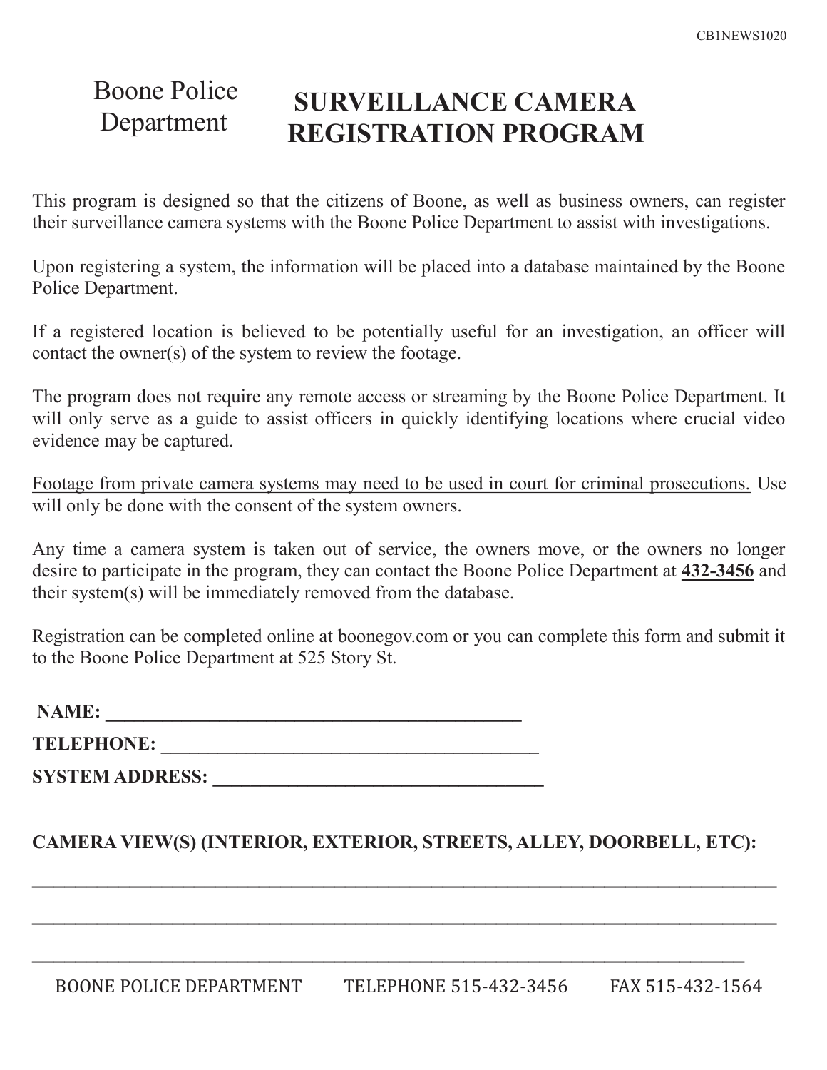Boone Police Department

# SURVEILLANCE CAMERA REGISTRATION PROGRAM

This program is designed so that the citizens of Boone, as well as business owners, can register their surveillance camera systems with the Boone Police Department to assist with investigations.

Upon registering a system, the information will be placed into a database maintained by the Boone Police Department.

If a registered location is believed to be potentially useful for an investigation, an officer will contact the owner(s) of the system to review the footage.

The program does not require any remote access or streaming by the Boone Police Department. It will only serve as a guide to assist officers in quickly identifying locations where crucial video evidence may be captured.

Footage from private camera systems may need to be used in court for criminal prosecutions. Use will only be done with the consent of the system owners.

Any time a camera system is taken out of service, the owners move, or the owners no longer desire to participate in the program, they can contact the Boone Police Department at **432-3456** and their system(s) will be immediately removed from the database.

Registration can be completed online at boonegov.com or you can complete this form and submit it to the Boone Police Department at 525 Story St.

**NAME:** ____________________________________________

**TELEPHONE:** ________________________________________

**SYSTEM ADDRESS:** ___________________________________

**CAMERA VIEW(S) (INTERIOR, EXTERIOR, STREETS, ALLEY, DOORBELL, ETC):**

______________________________________________________________________________

______________________________________________________________________________

______________________________________________________________________________

BOONE POLICE DEPARTMENT TELEPHONE 515-432-3456 FAX 515-432-1564